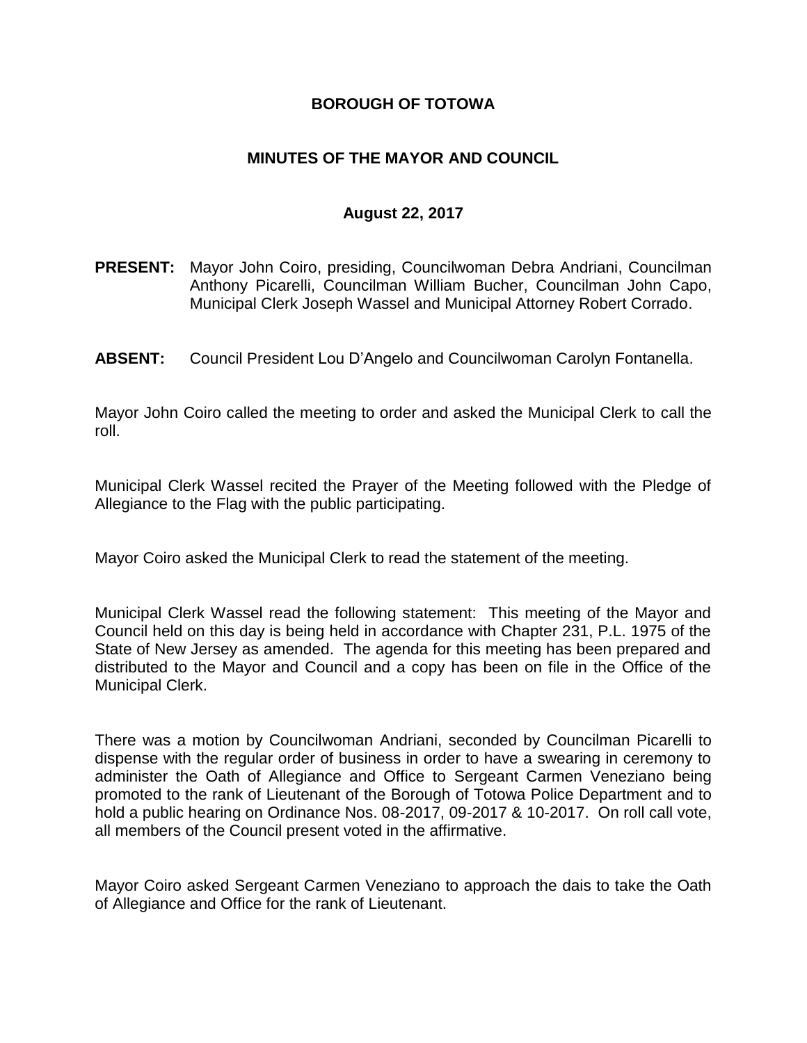# BOROUGH OF TOTOWA

## MINUTES OF THE MAYOR AND COUNCIL

### August 22, 2017

**PRESENT:** Mayor John Coiro, presiding, Councilwoman Debra Andriani, Councilman Anthony Picarelli, Councilman William Bucher, Councilman John Capo, Municipal Clerk Joseph Wassel and Municipal Attorney Robert Corrado.

**ABSENT:** Council President Lou D'Angelo and Councilwoman Carolyn Fontanella.

Mayor John Coiro called the meeting to order and asked the Municipal Clerk to call the roll.

Municipal Clerk Wassel recited the Prayer of the Meeting followed with the Pledge of Allegiance to the Flag with the public participating.

Mayor Coiro asked the Municipal Clerk to read the statement of the meeting.

Municipal Clerk Wassel read the following statement: This meeting of the Mayor and Council held on this day is being held in accordance with Chapter 231, P.L. 1975 of the State of New Jersey as amended. The agenda for this meeting has been prepared and distributed to the Mayor and Council and a copy has been on file in the Office of the Municipal Clerk.

There was a motion by Councilwoman Andriani, seconded by Councilman Picarelli to dispense with the regular order of business in order to have a swearing in ceremony to administer the Oath of Allegiance and Office to Sergeant Carmen Veneziano being promoted to the rank of Lieutenant of the Borough of Totowa Police Department and to hold a public hearing on Ordinance Nos. 08-2017, 09-2017 & 10-2017. On roll call vote, all members of the Council present voted in the affirmative.

Mayor Coiro asked Sergeant Carmen Veneziano to approach the dais to take the Oath of Allegiance and Office for the rank of Lieutenant.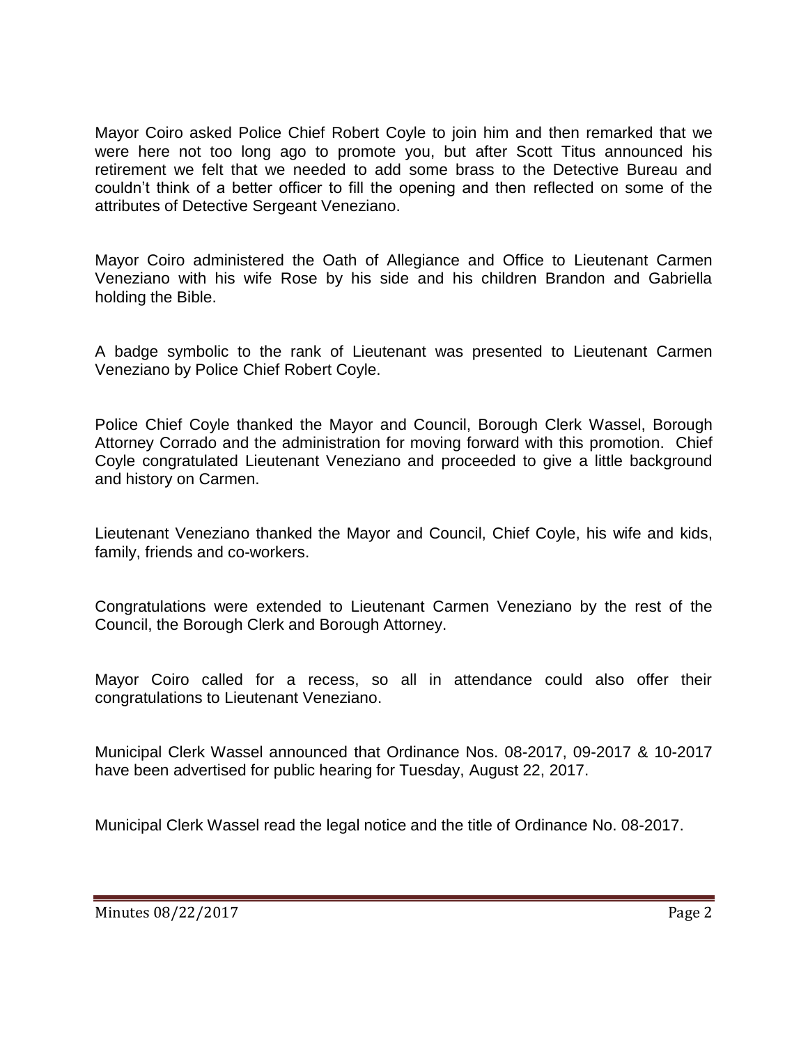Mayor Coiro asked Police Chief Robert Coyle to join him and then remarked that we were here not too long ago to promote you, but after Scott Titus announced his retirement we felt that we needed to add some brass to the Detective Bureau and couldn't think of a better officer to fill the opening and then reflected on some of the attributes of Detective Sergeant Veneziano.

Mayor Coiro administered the Oath of Allegiance and Office to Lieutenant Carmen Veneziano with his wife Rose by his side and his children Brandon and Gabriella holding the Bible.

A badge symbolic to the rank of Lieutenant was presented to Lieutenant Carmen Veneziano by Police Chief Robert Coyle.

Police Chief Coyle thanked the Mayor and Council, Borough Clerk Wassel, Borough Attorney Corrado and the administration for moving forward with this promotion. Chief Coyle congratulated Lieutenant Veneziano and proceeded to give a little background and history on Carmen.

Lieutenant Veneziano thanked the Mayor and Council, Chief Coyle, his wife and kids, family, friends and co-workers.

Congratulations were extended to Lieutenant Carmen Veneziano by the rest of the Council, the Borough Clerk and Borough Attorney.

Mayor Coiro called for a recess, so all in attendance could also offer their congratulations to Lieutenant Veneziano.

Municipal Clerk Wassel announced that Ordinance Nos. 08-2017, 09-2017 & 10-2017 have been advertised for public hearing for Tuesday, August 22, 2017.

Municipal Clerk Wassel read the legal notice and the title of Ordinance No. 08-2017.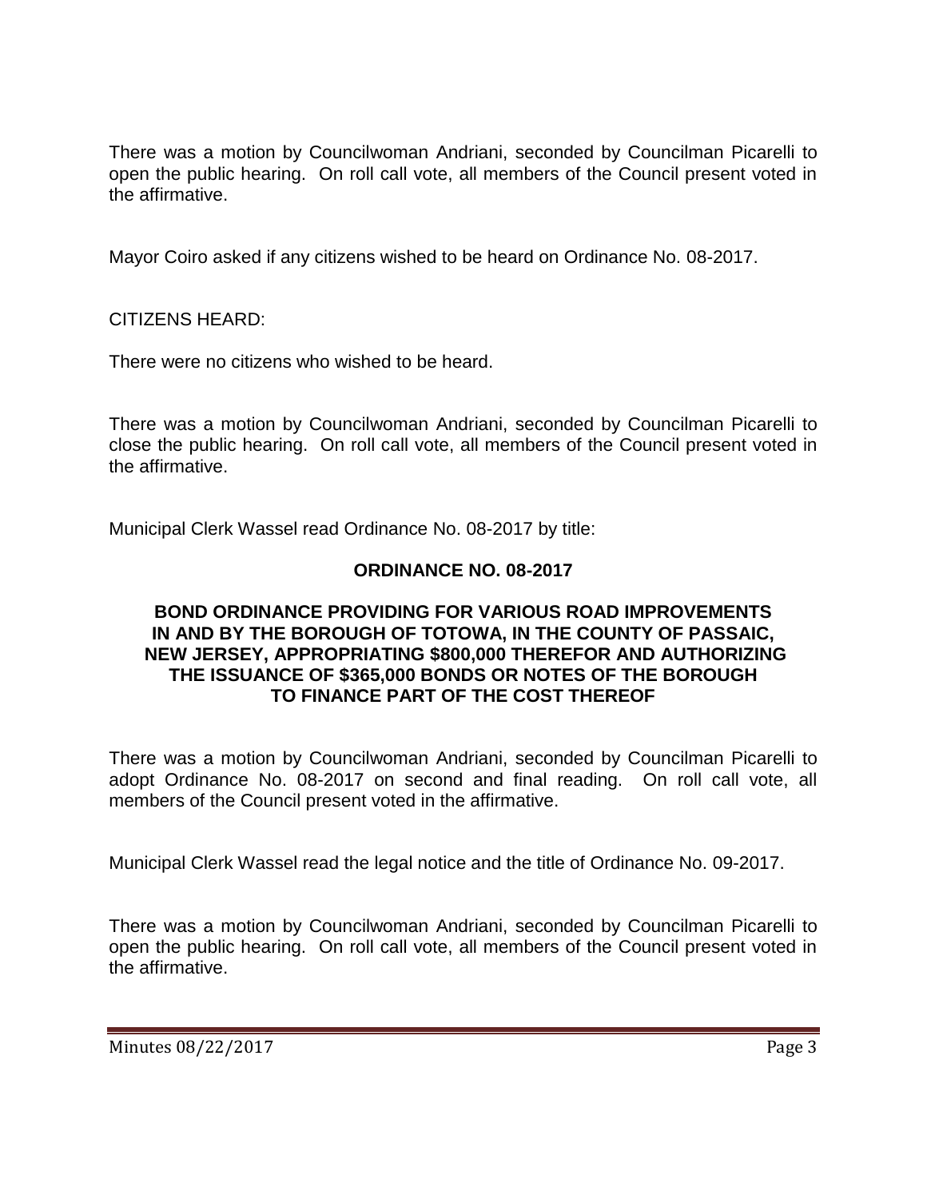There was a motion by Councilwoman Andriani, seconded by Councilman Picarelli to open the public hearing. On roll call vote, all members of the Council present voted in the affirmative.

Mayor Coiro asked if any citizens wished to be heard on Ordinance No. 08-2017.

CITIZENS HEARD:

There were no citizens who wished to be heard.

There was a motion by Councilwoman Andriani, seconded by Councilman Picarelli to close the public hearing. On roll call vote, all members of the Council present voted in the affirmative.

Municipal Clerk Wassel read Ordinance No. 08-2017 by title:

**ORDINANCE NO. 08-2017**

**BOND ORDINANCE PROVIDING FOR VARIOUS ROAD IMPROVEMENTS IN AND BY THE BOROUGH OF TOTOWA, IN THE COUNTY OF PASSAIC, NEW JERSEY, APPROPRIATING $800,000 THEREFOR AND AUTHORIZING THE ISSUANCE OF $365,000 BONDS OR NOTES OF THE BOROUGH TO FINANCE PART OF THE COST THEREOF**

There was a motion by Councilwoman Andriani, seconded by Councilman Picarelli to adopt Ordinance No. 08-2017 on second and final reading. On roll call vote, all members of the Council present voted in the affirmative.

Municipal Clerk Wassel read the legal notice and the title of Ordinance No. 09-2017.

There was a motion by Councilwoman Andriani, seconded by Councilman Picarelli to open the public hearing. On roll call vote, all members of the Council present voted in the affirmative.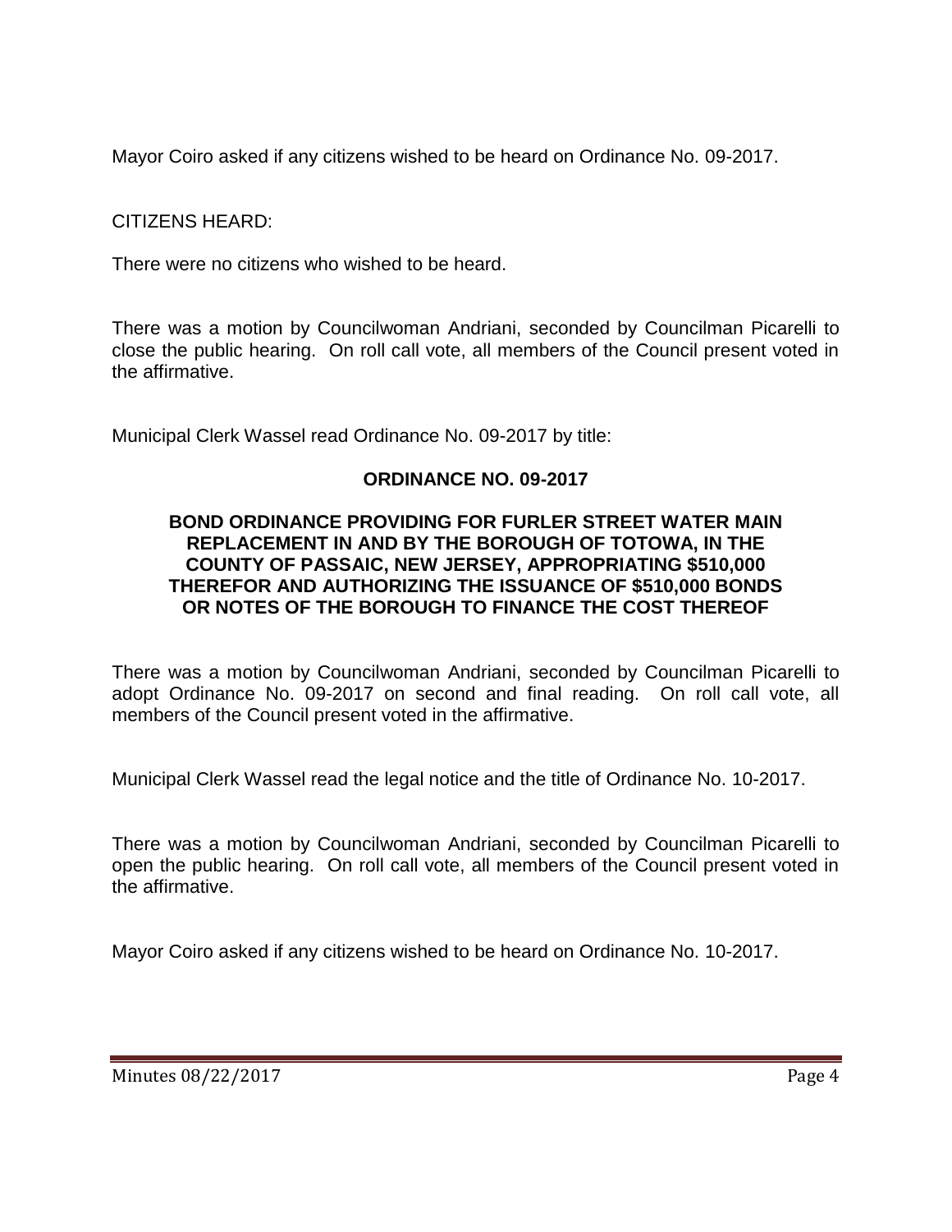Mayor Coiro asked if any citizens wished to be heard on Ordinance No. 09-2017.

CITIZENS HEARD:

There were no citizens who wished to be heard.

There was a motion by Councilwoman Andriani, seconded by Councilman Picarelli to close the public hearing. On roll call vote, all members of the Council present voted in the affirmative.

Municipal Clerk Wassel read Ordinance No. 09-2017 by title:

**ORDINANCE NO. 09-2017**

**BOND ORDINANCE PROVIDING FOR FURLER STREET WATER MAIN REPLACEMENT IN AND BY THE BOROUGH OF TOTOWA, IN THE COUNTY OF PASSAIC, NEW JERSEY, APPROPRIATING $510,000 THEREFOR AND AUTHORIZING THE ISSUANCE OF $510,000 BONDS OR NOTES OF THE BOROUGH TO FINANCE THE COST THEREOF**

There was a motion by Councilwoman Andriani, seconded by Councilman Picarelli to adopt Ordinance No. 09-2017 on second and final reading. On roll call vote, all members of the Council present voted in the affirmative.

Municipal Clerk Wassel read the legal notice and the title of Ordinance No. 10-2017.

There was a motion by Councilwoman Andriani, seconded by Councilman Picarelli to open the public hearing. On roll call vote, all members of the Council present voted in the affirmative.

Mayor Coiro asked if any citizens wished to be heard on Ordinance No. 10-2017.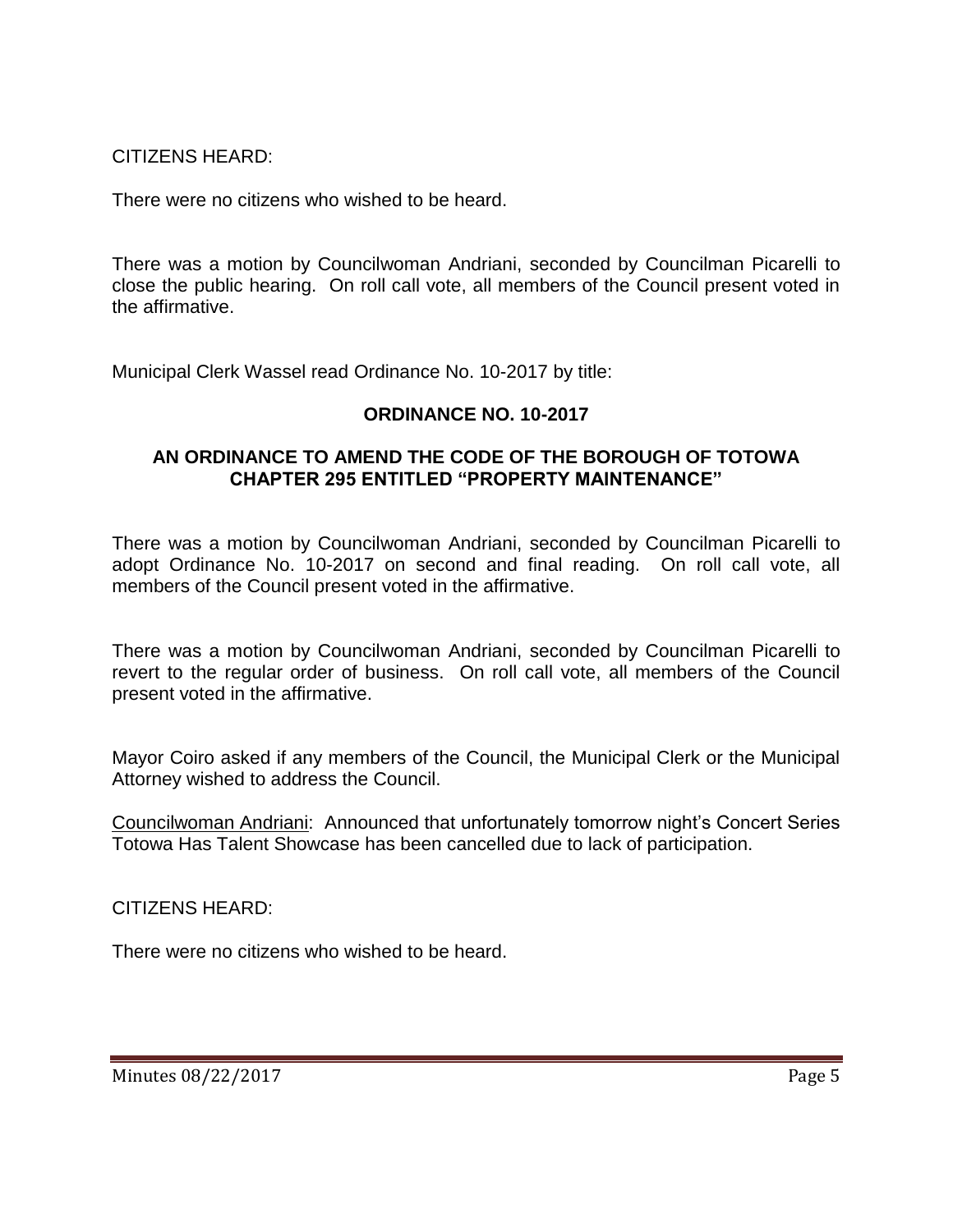CITIZENS HEARD:

There were no citizens who wished to be heard.

There was a motion by Councilwoman Andriani, seconded by Councilman Picarelli to close the public hearing. On roll call vote, all members of the Council present voted in the affirmative.

Municipal Clerk Wassel read Ordinance No. 10-2017 by title:

**ORDINANCE NO. 10-2017**

**AN ORDINANCE TO AMEND THE CODE OF THE BOROUGH OF TOTOWA CHAPTER 295 ENTITLED "PROPERTY MAINTENANCE"**

There was a motion by Councilwoman Andriani, seconded by Councilman Picarelli to adopt Ordinance No. 10-2017 on second and final reading. On roll call vote, all members of the Council present voted in the affirmative.

There was a motion by Councilwoman Andriani, seconded by Councilman Picarelli to revert to the regular order of business. On roll call vote, all members of the Council present voted in the affirmative.

Mayor Coiro asked if any members of the Council, the Municipal Clerk or the Municipal Attorney wished to address the Council.

Councilwoman Andriani: Announced that unfortunately tomorrow night's Concert Series Totowa Has Talent Showcase has been cancelled due to lack of participation.

CITIZENS HEARD:

There were no citizens who wished to be heard.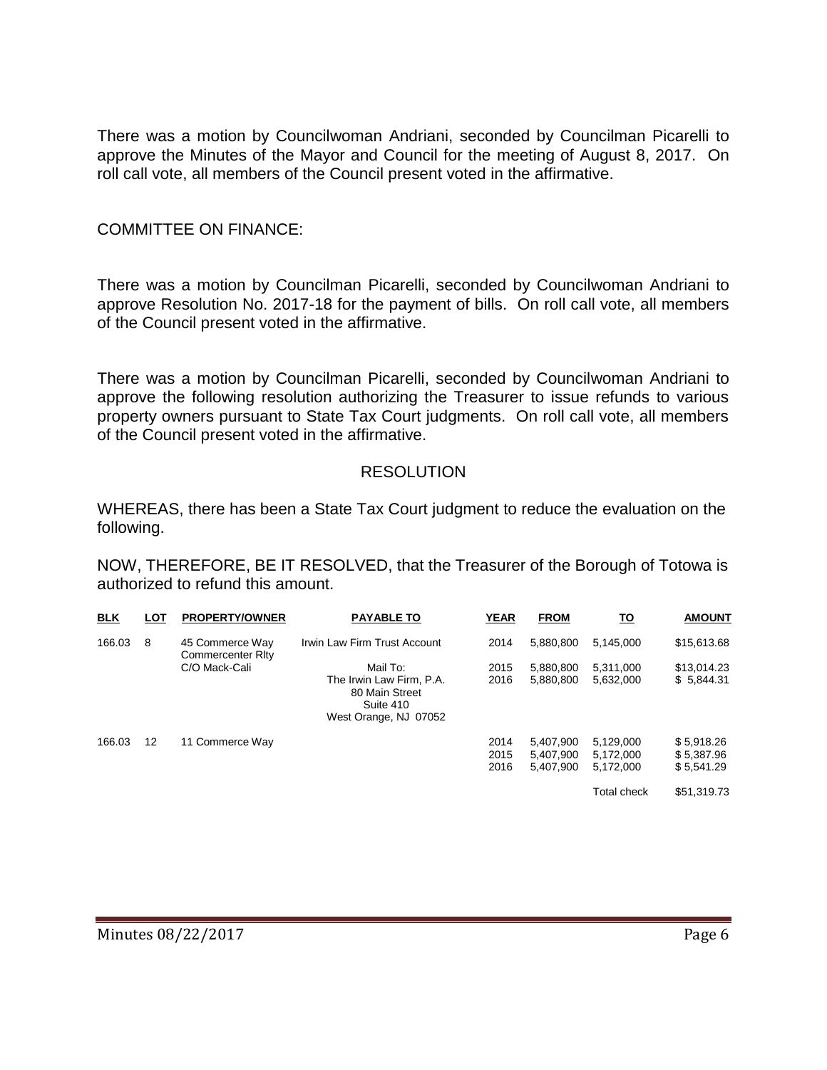There was a motion by Councilwoman Andriani, seconded by Councilman Picarelli to approve the Minutes of the Mayor and Council for the meeting of August 8, 2017. On roll call vote, all members of the Council present voted in the affirmative.

COMMITTEE ON FINANCE:

There was a motion by Councilman Picarelli, seconded by Councilwoman Andriani to approve Resolution No. 2017-18 for the payment of bills. On roll call vote, all members of the Council present voted in the affirmative.

There was a motion by Councilman Picarelli, seconded by Councilwoman Andriani to approve the following resolution authorizing the Treasurer to issue refunds to various property owners pursuant to State Tax Court judgments. On roll call vote, all members of the Council present voted in the affirmative.

## RESOLUTION

WHEREAS, there has been a State Tax Court judgment to reduce the evaluation on the following.

NOW, THEREFORE, BE IT RESOLVED, that the Treasurer of the Borough of Totowa is authorized to refund this amount.

| BLK | LOT | PROPERTY/OWNER | PAYABLE TO | YEAR | FROM | TO | AMOUNT |
|---|---|---|---|---|---|---|---|
| 166.03 | 8 | 45 Commerce Way Commercenter Rlty | Irwin Law Firm Trust Account | 2014 | 5,880,800 | 5,145,000 | $15,613.68 |
| | | C/O Mack-Cali | Mail To: | 2015 | 5,880,800 | 5,311,000 | $13,014.23 |
| | | | The Irwin Law Firm, P.A. 80 Main Street Suite 410 West Orange, NJ 07052 | 2016 | 5,880,800 | 5,632,000 | $ 5,844.31 |
| 166.03 | 12 | 11 Commerce Way | | 2014 | 5,407,900 | 5,129,000 | $ 5,918.26 |
| | | | | 2015 | 5,407,900 | 5,172,000 | $ 5,387.96 |
| | | | | 2016 | 5,407,900 | 5,172,000 | $ 5,541.29 |
| | | | | | | Total check | $51,319.73 |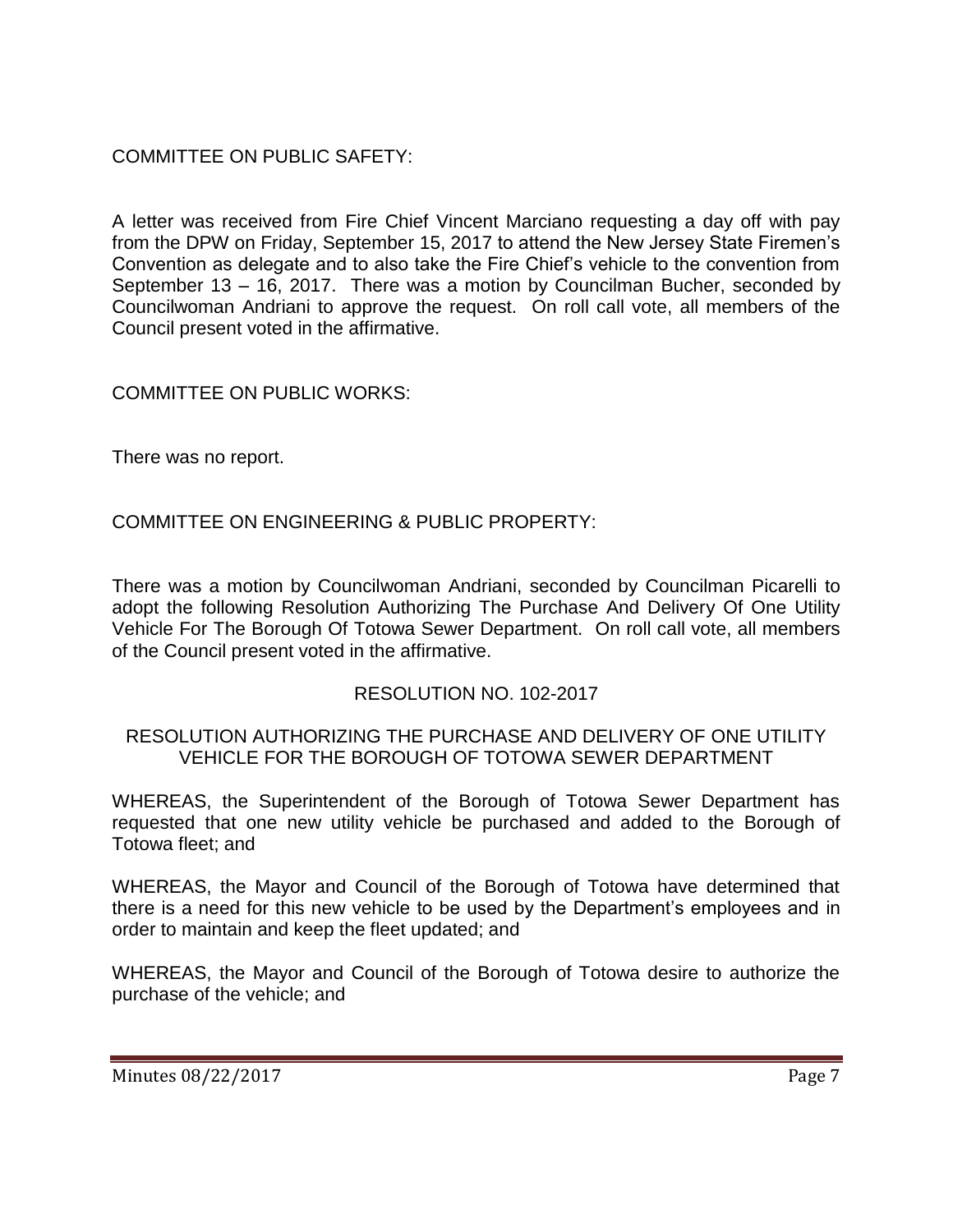COMMITTEE ON PUBLIC SAFETY:

A letter was received from Fire Chief Vincent Marciano requesting a day off with pay from the DPW on Friday, September 15, 2017 to attend the New Jersey State Firemen's Convention as delegate and to also take the Fire Chief's vehicle to the convention from September 13 – 16, 2017. There was a motion by Councilman Bucher, seconded by Councilwoman Andriani to approve the request. On roll call vote, all members of the Council present voted in the affirmative.

COMMITTEE ON PUBLIC WORKS:

There was no report.

COMMITTEE ON ENGINEERING & PUBLIC PROPERTY:

There was a motion by Councilwoman Andriani, seconded by Councilman Picarelli to adopt the following Resolution Authorizing The Purchase And Delivery Of One Utility Vehicle For The Borough Of Totowa Sewer Department. On roll call vote, all members of the Council present voted in the affirmative.

RESOLUTION NO. 102-2017

RESOLUTION AUTHORIZING THE PURCHASE AND DELIVERY OF ONE UTILITY VEHICLE FOR THE BOROUGH OF TOTOWA SEWER DEPARTMENT

WHEREAS, the Superintendent of the Borough of Totowa Sewer Department has requested that one new utility vehicle be purchased and added to the Borough of Totowa fleet; and

WHEREAS, the Mayor and Council of the Borough of Totowa have determined that there is a need for this new vehicle to be used by the Department's employees and in order to maintain and keep the fleet updated; and

WHEREAS, the Mayor and Council of the Borough of Totowa desire to authorize the purchase of the vehicle; and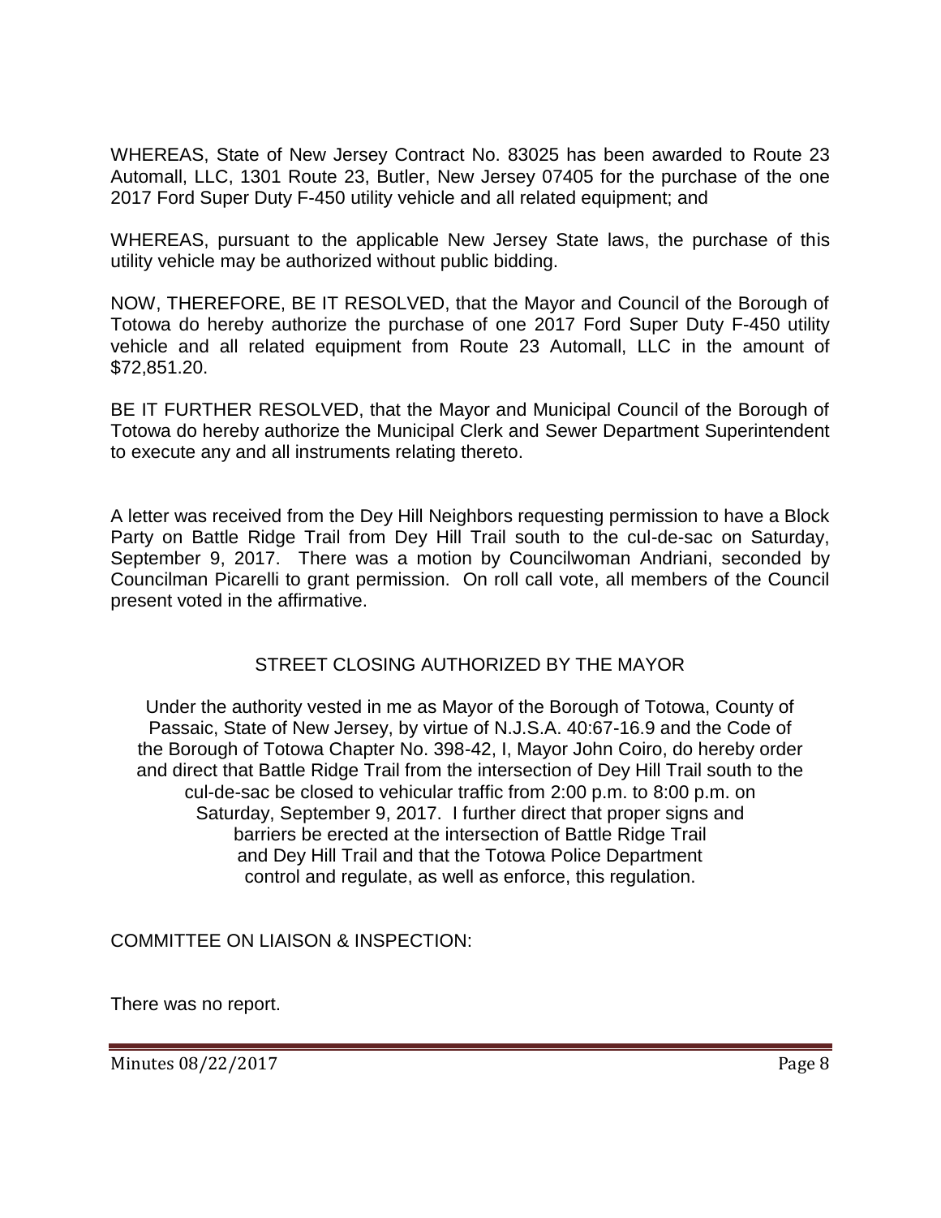WHEREAS, State of New Jersey Contract No. 83025 has been awarded to Route 23 Automall, LLC, 1301 Route 23, Butler, New Jersey 07405 for the purchase of the one 2017 Ford Super Duty F-450 utility vehicle and all related equipment; and

WHEREAS, pursuant to the applicable New Jersey State laws, the purchase of this utility vehicle may be authorized without public bidding.

NOW, THEREFORE, BE IT RESOLVED, that the Mayor and Council of the Borough of Totowa do hereby authorize the purchase of one 2017 Ford Super Duty F-450 utility vehicle and all related equipment from Route 23 Automall, LLC in the amount of $72,851.20.

BE IT FURTHER RESOLVED, that the Mayor and Municipal Council of the Borough of Totowa do hereby authorize the Municipal Clerk and Sewer Department Superintendent to execute any and all instruments relating thereto.

A letter was received from the Dey Hill Neighbors requesting permission to have a Block Party on Battle Ridge Trail from Dey Hill Trail south to the cul-de-sac on Saturday, September 9, 2017. There was a motion by Councilwoman Andriani, seconded by Councilman Picarelli to grant permission. On roll call vote, all members of the Council present voted in the affirmative.

## STREET CLOSING AUTHORIZED BY THE MAYOR

Under the authority vested in me as Mayor of the Borough of Totowa, County of Passaic, State of New Jersey, by virtue of N.J.S.A. 40:67-16.9 and the Code of the Borough of Totowa Chapter No. 398-42, I, Mayor John Coiro, do hereby order and direct that Battle Ridge Trail from the intersection of Dey Hill Trail south to the cul-de-sac be closed to vehicular traffic from 2:00 p.m. to 8:00 p.m. on Saturday, September 9, 2017. I further direct that proper signs and barriers be erected at the intersection of Battle Ridge Trail and Dey Hill Trail and that the Totowa Police Department control and regulate, as well as enforce, this regulation.

COMMITTEE ON LIAISON & INSPECTION:

There was no report.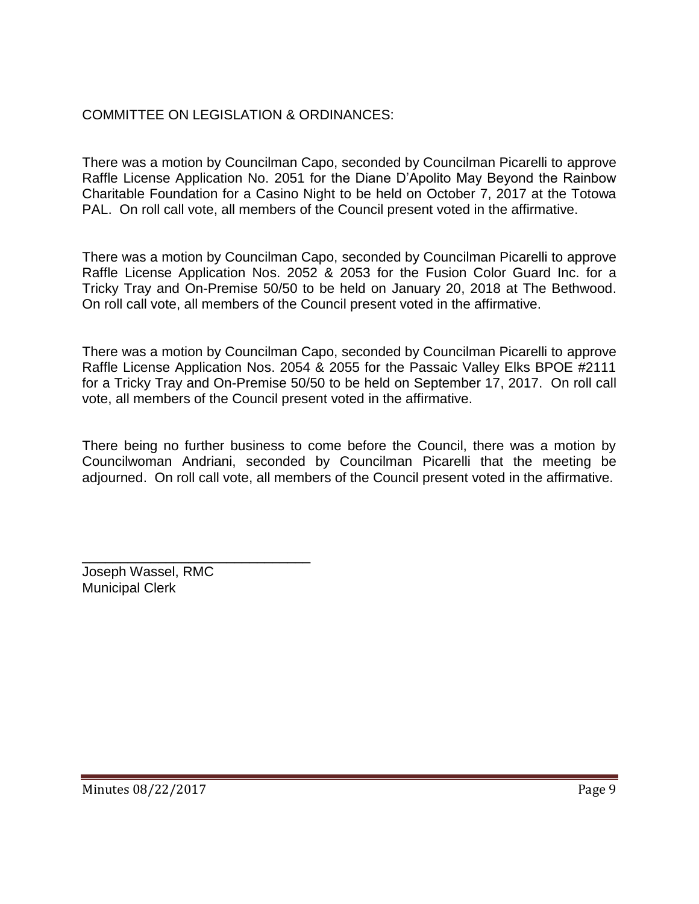COMMITTEE ON LEGISLATION & ORDINANCES:

There was a motion by Councilman Capo, seconded by Councilman Picarelli to approve Raffle License Application No. 2051 for the Diane D'Apolito May Beyond the Rainbow Charitable Foundation for a Casino Night to be held on October 7, 2017 at the Totowa PAL. On roll call vote, all members of the Council present voted in the affirmative.

There was a motion by Councilman Capo, seconded by Councilman Picarelli to approve Raffle License Application Nos. 2052 & 2053 for the Fusion Color Guard Inc. for a Tricky Tray and On-Premise 50/50 to be held on January 20, 2018 at The Bethwood. On roll call vote, all members of the Council present voted in the affirmative.

There was a motion by Councilman Capo, seconded by Councilman Picarelli to approve Raffle License Application Nos. 2054 & 2055 for the Passaic Valley Elks BPOE #2111 for a Tricky Tray and On-Premise 50/50 to be held on September 17, 2017. On roll call vote, all members of the Council present voted in the affirmative.

There being no further business to come before the Council, there was a motion by Councilwoman Andriani, seconded by Councilman Picarelli that the meeting be adjourned. On roll call vote, all members of the Council present voted in the affirmative.

\_\_\_\_\_\_\_\_\_\_\_\_\_\_\_\_\_\_\_\_\_\_\_\_\_\_\_\_\_\_

Joseph Wassel, RMC
Municipal Clerk